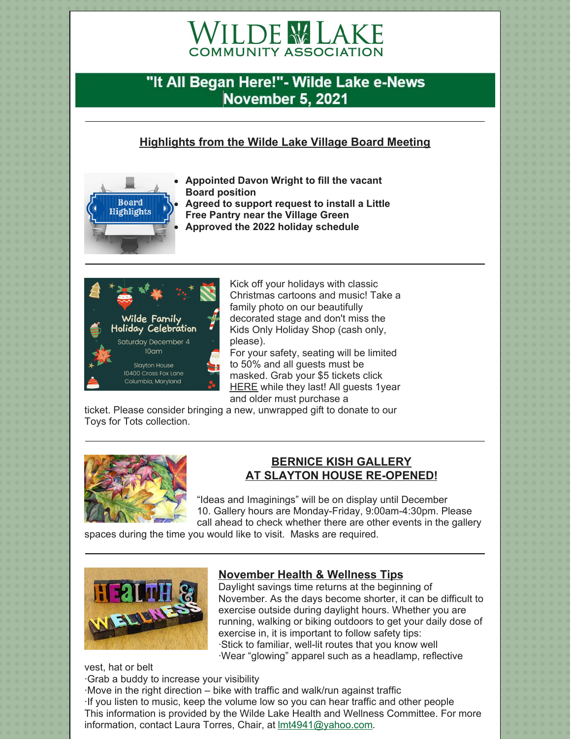# WILDE LAKE COMMUNITY ASSOCIATION

## "It All Began Here!"- Wilde Lake e-News November 5, 2021

---

### Highlights from the Wilde Lake Village Board Meeting

- **Appointed Davon Wright to fill the vacant Board position**
- **Agreed to support request to install a Little Free Pantry near the Village Green**
- **Approved the 2022 holiday schedule**

---

Kick off your holidays with classic Christmas cartoons and music! Take a family photo on our beautifully decorated stage and don't miss the Kids Only Holiday Shop (cash only, please).
For your safety, seating will be limited to 50% and all guests must be masked. Grab your $5 tickets click HERE while they last! All guests 1year and older must purchase a ticket. Please consider bringing a new, unwrapped gift to donate to our Toys for Tots collection.

---

### BERNICE KISH GALLERY AT SLAYTON HOUSE RE-OPENED!

"Ideas and Imaginings" will be on display until December 10. Gallery hours are Monday-Friday, 9:00am-4:30pm. Please call ahead to check whether there are other events in the gallery spaces during the time you would like to visit. Masks are required.

---

### November Health & Wellness Tips

Daylight savings time returns at the beginning of November. As the days become shorter, it can be difficult to exercise outside during daylight hours. Whether you are running, walking or biking outdoors to get your daily dose of exercise in, it is important to follow safety tips:
·Stick to familiar, well-lit routes that you know well
·Wear "glowing" apparel such as a headlamp, reflective vest, hat or belt
·Grab a buddy to increase your visibility
·Move in the right direction – bike with traffic and walk/run against traffic
·If you listen to music, keep the volume low so you can hear traffic and other people
This information is provided by the Wilde Lake Health and Wellness Committee. For more information, contact Laura Torres, Chair, at lmt4941@yahoo.com.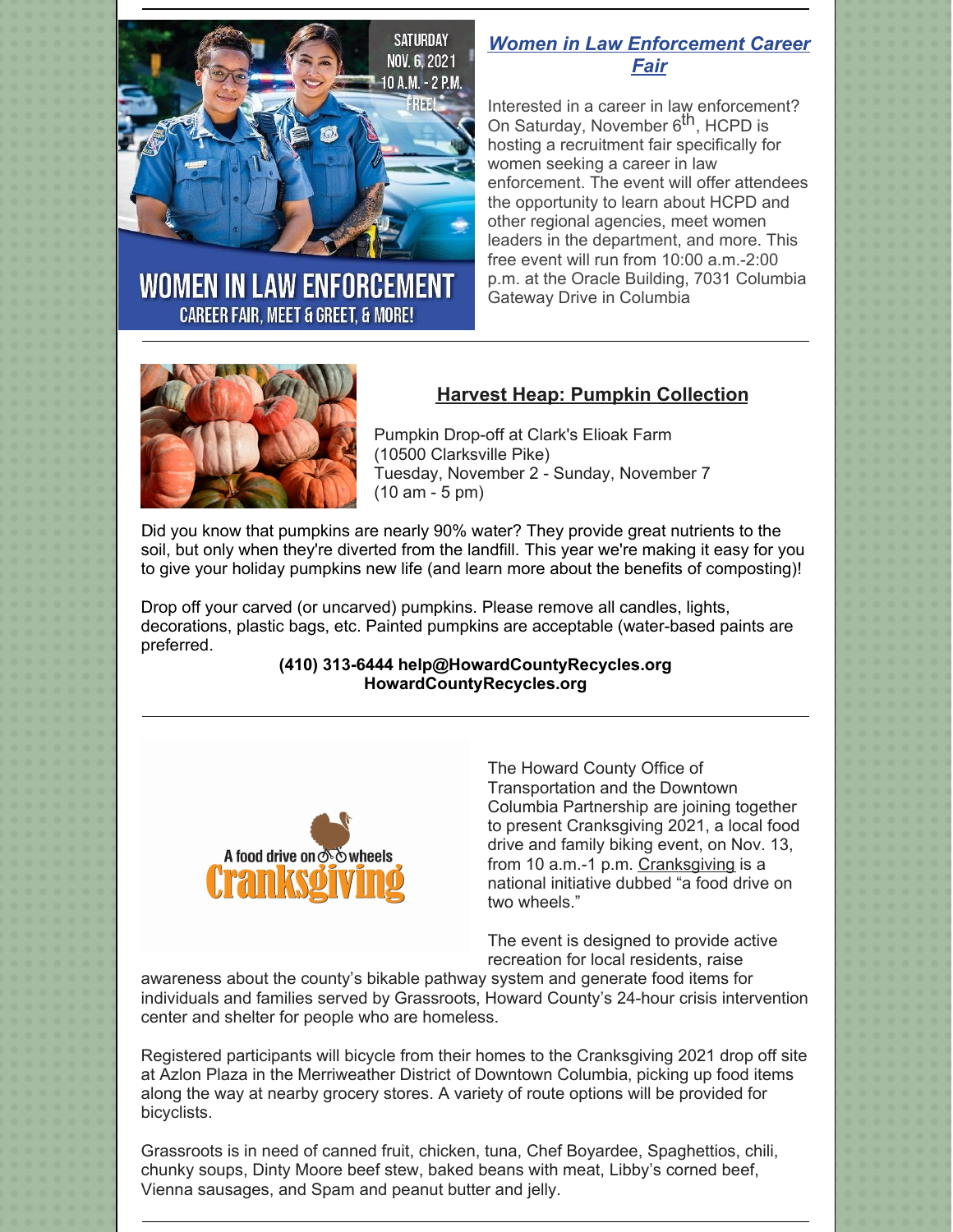## Women in Law Enforcement Career Fair

Interested in a career in law enforcement? On Saturday, November 6th, HCPD is hosting a recruitment fair specifically for women seeking a career in law enforcement. The event will offer attendees the opportunity to learn about HCPD and other regional agencies, meet women leaders in the department, and more. This free event will run from 10:00 a.m.-2:00 p.m. at the Oracle Building, 7031 Columbia Gateway Drive in Columbia

---

## Harvest Heap: Pumpkin Collection

Pumpkin Drop-off at Clark's Elioak Farm
(10500 Clarksville Pike)
Tuesday, November 2 - Sunday, November 7
(10 am - 5 pm)

Did you know that pumpkins are nearly 90% water? They provide great nutrients to the soil, but only when they're diverted from the landfill. This year we're making it easy for you to give your holiday pumpkins new life (and learn more about the benefits of composting)!

Drop off your carved (or uncarved) pumpkins. Please remove all candles, lights, decorations, plastic bags, etc. Painted pumpkins are acceptable (water-based paints are preferred.

**(410) 313-6444 help@HowardCountyRecycles.org**
**HowardCountyRecycles.org**

---

The Howard County Office of Transportation and the Downtown Columbia Partnership are joining together to present Cranksgiving 2021, a local food drive and family biking event, on Nov. 13, from 10 a.m.-1 p.m. Cranksgiving is a national initiative dubbed "a food drive on two wheels."

The event is designed to provide active recreation for local residents, raise awareness about the county's bikable pathway system and generate food items for individuals and families served by Grassroots, Howard County's 24-hour crisis intervention center and shelter for people who are homeless.

Registered participants will bicycle from their homes to the Cranksgiving 2021 drop off site at Azlon Plaza in the Merriweather District of Downtown Columbia, picking up food items along the way at nearby grocery stores. A variety of route options will be provided for bicyclists.

Grassroots is in need of canned fruit, chicken, tuna, Chef Boyardee, Spaghettios, chili, chunky soups, Dinty Moore beef stew, baked beans with meat, Libby's corned beef, Vienna sausages, and Spam and peanut butter and jelly.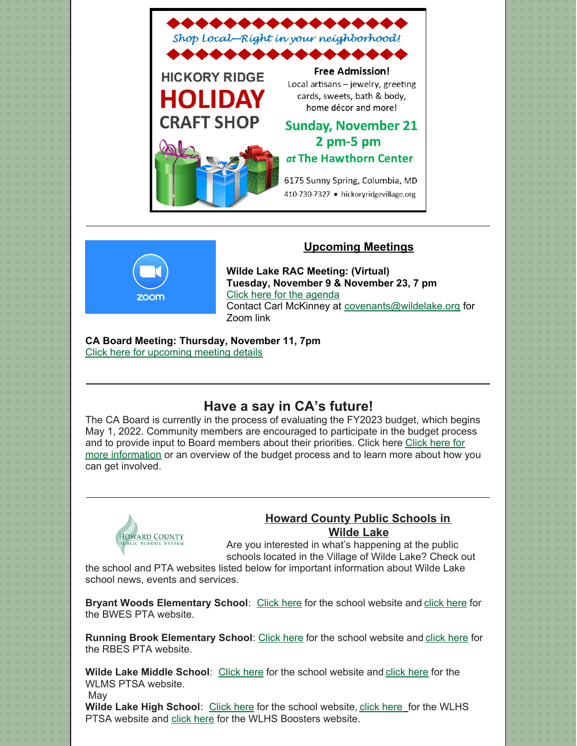Shop Local—Right in your neighborhood!

**HICKORY RIDGE HOLIDAY CRAFT SHOP**

**Free Admission!**

Local artisans – jewelry, greeting cards, sweets, bath & body, home décor and more!

**Sunday, November 21**
**2 pm-5 pm**
***at* The Hawthorn Center**

6175 Sunny Spring, Columbia, MD
410-730-7327 • hickoryridgevillage.org

---

zoom

## Upcoming Meetings

**Wilde Lake RAC Meeting: (Virtual)**
**Tuesday, November 9 & November 23, 7 pm**
Click here for the agenda
Contact Carl McKinney at covenants@wildelake.org for Zoom link

**CA Board Meeting: Thursday, November 11, 7pm**
Click here for upcoming meeting details

---

## Have a say in CA's future!

The CA Board is currently in the process of evaluating the FY2023 budget, which begins May 1, 2022. Community members are encouraged to participate in the budget process and to provide input to Board members about their priorities. Click here Click here for more information or an overview of the budget process and to learn more about how you can get involved.

---

HOWARD COUNTY PUBLIC SCHOOL SYSTEM

## Howard County Public Schools in Wilde Lake

Are you interested in what's happening at the public schools located in the Village of Wilde Lake? Check out the school and PTA websites listed below for important information about Wilde Lake school news, events and services.

**Bryant Woods Elementary School**: Click here for the school website and click here for the BWES PTA website.

**Running Brook Elementary School**: Click here for the school website and click here for the RBES PTA website.

**Wilde Lake Middle School**: Click here for the school website and click here for the WLMS PTSA website.

May

**Wilde Lake High School**: Click here for the school website, click here for the WLHS PTSA website and click here for the WLHS Boosters website.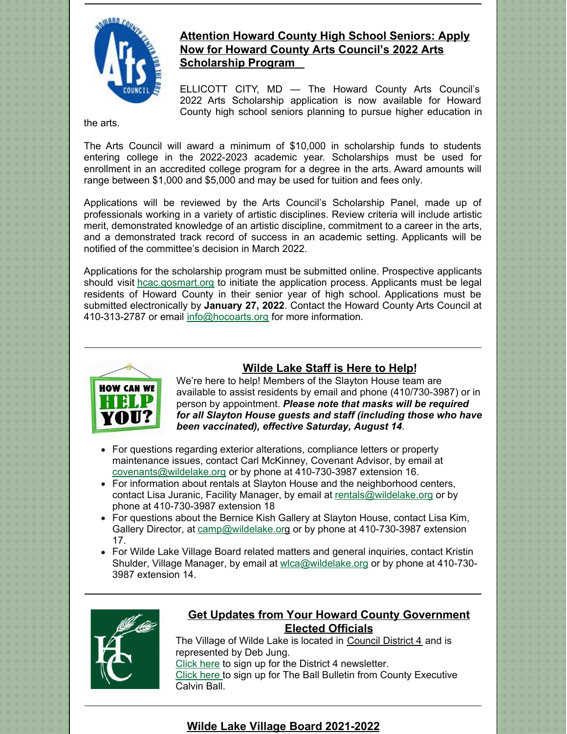## Attention Howard County High School Seniors: Apply Now for Howard County Arts Council's 2022 Arts Scholarship Program

ELLICOTT CITY, MD — The Howard County Arts Council's 2022 Arts Scholarship application is now available for Howard County high school seniors planning to pursue higher education in the arts.

The Arts Council will award a minimum of $10,000 in scholarship funds to students entering college in the 2022-2023 academic year. Scholarships must be used for enrollment in an accredited college program for a degree in the arts. Award amounts will range between $1,000 and $5,000 and may be used for tuition and fees only.

Applications will be reviewed by the Arts Council's Scholarship Panel, made up of professionals working in a variety of artistic disciplines. Review criteria will include artistic merit, demonstrated knowledge of an artistic discipline, commitment to a career in the arts, and a demonstrated track record of success in an academic setting. Applicants will be notified of the committee's decision in March 2022.

Applications for the scholarship program must be submitted online. Prospective applicants should visit hcac.gosmart.org to initiate the application process. Applicants must be legal residents of Howard County in their senior year of high school. Applications must be submitted electronically by **January 27, 2022**. Contact the Howard County Arts Council at 410-313-2787 or email info@hocoarts.org for more information.

---

## Wilde Lake Staff is Here to Help!

We're here to help! Members of the Slayton House team are available to assist residents by email and phone (410/730-3987) or in person by appointment. ***Please note that masks will be required for all Slayton House guests and staff (including those who have been vaccinated), effective Saturday, August 14***.

- For questions regarding exterior alterations, compliance letters or property maintenance issues, contact Carl McKinney, Covenant Advisor, by email at covenants@wildelake.org or by phone at 410-730-3987 extension 16.
- For information about rentals at Slayton House and the neighborhood centers, contact Lisa Juranic, Facility Manager, by email at rentals@wildelake.org or by phone at 410-730-3987 extension 18
- For questions about the Bernice Kish Gallery at Slayton House, contact Lisa Kim, Gallery Director, at camp@wildelake.org or by phone at 410-730-3987 extension 17.
- For Wilde Lake Village Board related matters and general inquiries, contact Kristin Shulder, Village Manager, by email at wlca@wildelake.org or by phone at 410-730-3987 extension 14.

---

## Get Updates from Your Howard County Government Elected Officials

The Village of Wilde Lake is located in Council District 4 and is represented by Deb Jung.
Click here to sign up for the District 4 newsletter.
Click here to sign up for The Ball Bulletin from County Executive Calvin Ball.

---

## Wilde Lake Village Board 2021-2022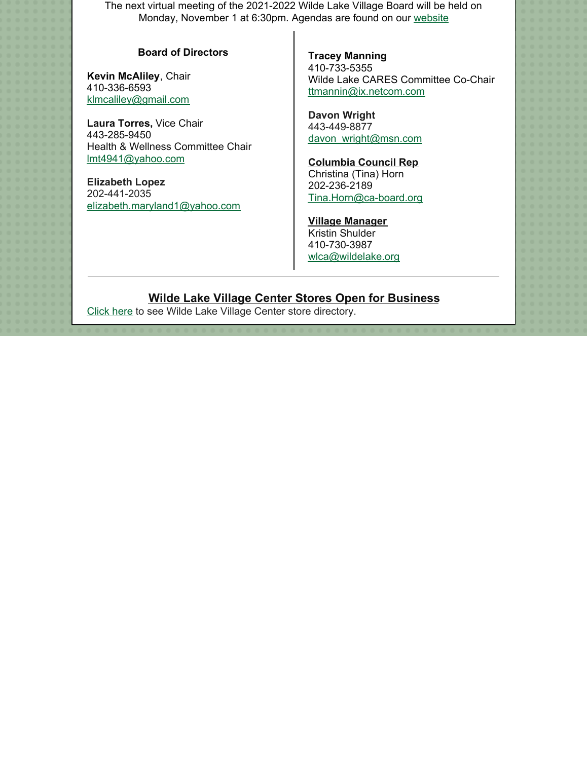The next virtual meeting of the 2021-2022 Wilde Lake Village Board will be held on Monday, November 1 at 6:30pm. Agendas are found on our [website]

**Board of Directors**

**Kevin McAliley**, Chair
410-336-6593
klmcaliley@gmail.com

**Laura Torres,** Vice Chair
443-285-9450
Health & Wellness Committee Chair
lmt4941@yahoo.com

**Elizabeth Lopez**
202-441-2035
elizabeth.maryland1@yahoo.com

**Tracey Manning**
410-733-5355
Wilde Lake CARES Committee Co-Chair
ttmannin@ix.netcom.com

**Davon Wright**
443-449-8877
davon_wright@msn.com

**Columbia Council Rep**
Christina (Tina) Horn
202-236-2189
Tina.Horn@ca-board.org

**Village Manager**
Kristin Shulder
410-730-3987
wlca@wildelake.org

---

## Wilde Lake Village Center Stores Open for Business

Click here to see Wilde Lake Village Center store directory.